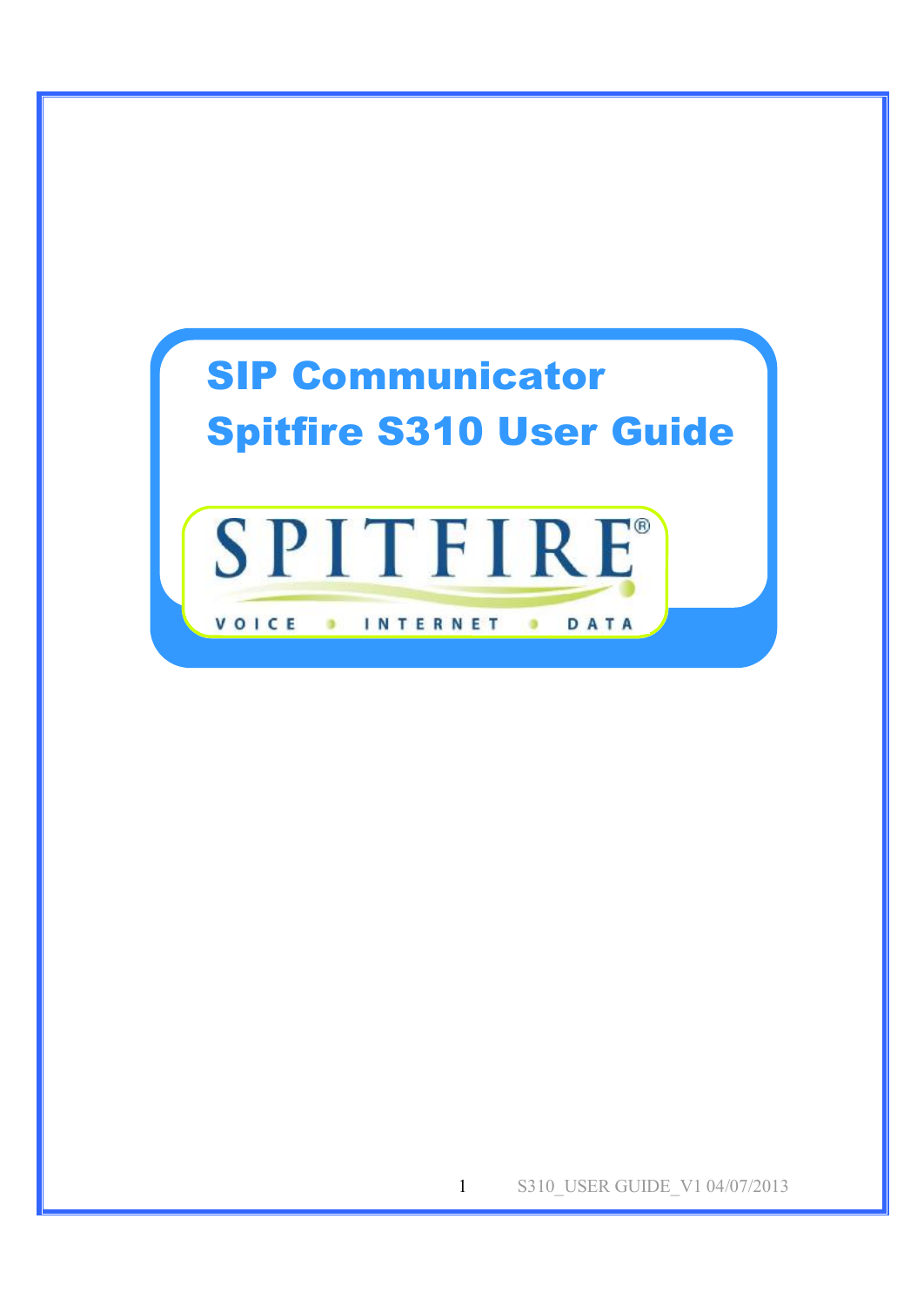# SIP Communicator

# Spitfire S310 User Guide

SPITFIRE®

VOICE • INTERNET • DATA

S310_USER GUIDE_V1 04/07/2013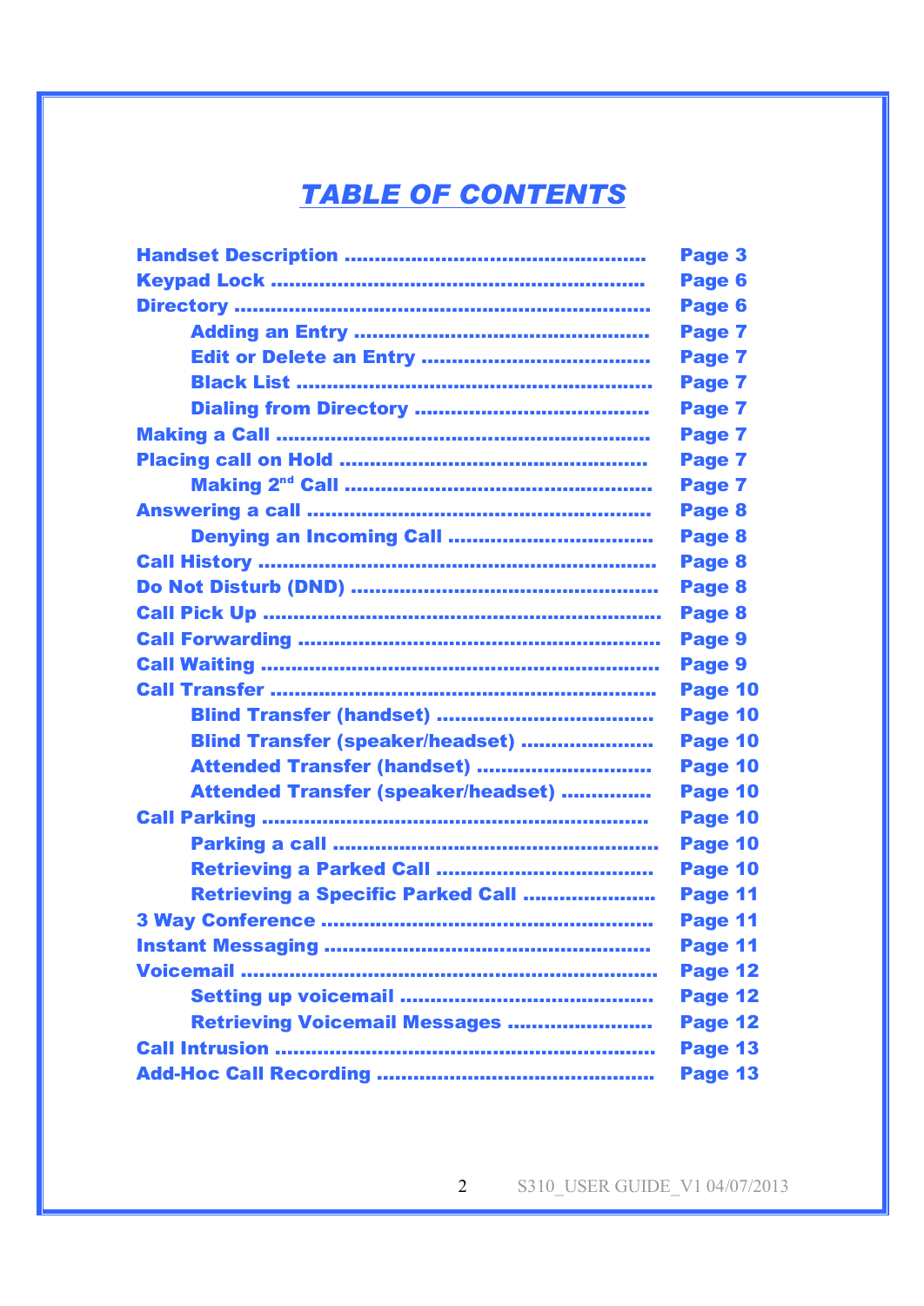# *TABLE OF CONTENTS*

- **Handset Description** ................................................ **Page 3**
- **Keypad Lock** ............................................................ **Page 6**
- **Directory** .................................................................. **Page 6**
  - **Adding an Entry** ............................................... **Page 7**
  - **Edit or Delete an Entry** .................................... **Page 7**
  - **Black List** .......................................................... **Page 7**
  - **Dialing from Directory** ...................................... **Page 7**
- **Making a Call** ............................................................ **Page 7**
- **Placing call on Hold** .................................................. **Page 7**
  - **Making 2nd Call** .................................................. **Page 7**
- **Answering a call** ....................................................... **Page 8**
  - **Denying an Incoming Call** ................................. **Page 8**
- **Call History** ............................................................... **Page 8**
- **Do Not Disturb (DND)** ................................................. **Page 8**
- **Call Pick Up** ............................................................... **Page 8**
- **Call Forwarding** .......................................................... **Page 9**
- **Call Waiting** ................................................................ **Page 9**
- **Call Transfer** .............................................................. **Page 10**
  - **Blind Transfer (handset)** .................................... **Page 10**
  - **Blind Transfer (speaker/headset)** ...................... **Page 10**
  - **Attended Transfer (handset)** ............................. **Page 10**
  - **Attended Transfer (speaker/headset)** ............... **Page 10**
- **Call Parking** ............................................................... **Page 10**
  - **Parking a call** ...................................................... **Page 10**
  - **Retrieving a Parked Call** .................................... **Page 10**
  - **Retrieving a Specific Parked Call** ...................... **Page 11**
- **3 Way Conference** ....................................................... **Page 11**
- **Instant Messaging** ...................................................... **Page 11**
- **Voicemail** .................................................................... **Page 12**
  - **Setting up voicemail** .......................................... **Page 12**
  - **Retrieving Voicemail Messages** ........................ **Page 12**
- **Call Intrusion** .............................................................. **Page 13**
- **Add-Hoc Call Recording** ............................................ **Page 13**

S310_USER GUIDE_V1 04/07/2013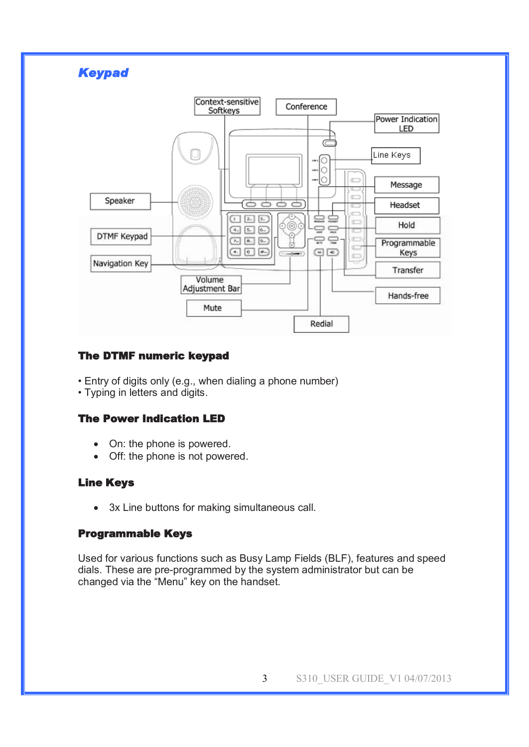## *Keypad*

### The DTMF numeric keypad

- Entry of digits only (e.g., when dialing a phone number)
- Typing in letters and digits.

### The Power Indication LED

- On: the phone is powered.
- Off: the phone is not powered.

### Line Keys

- 3x Line buttons for making simultaneous call.

### Programmable Keys

Used for various functions such as Busy Lamp Fields (BLF), features and speed dials. These are pre-programmed by the system administrator but can be changed via the “Menu” key on the handset.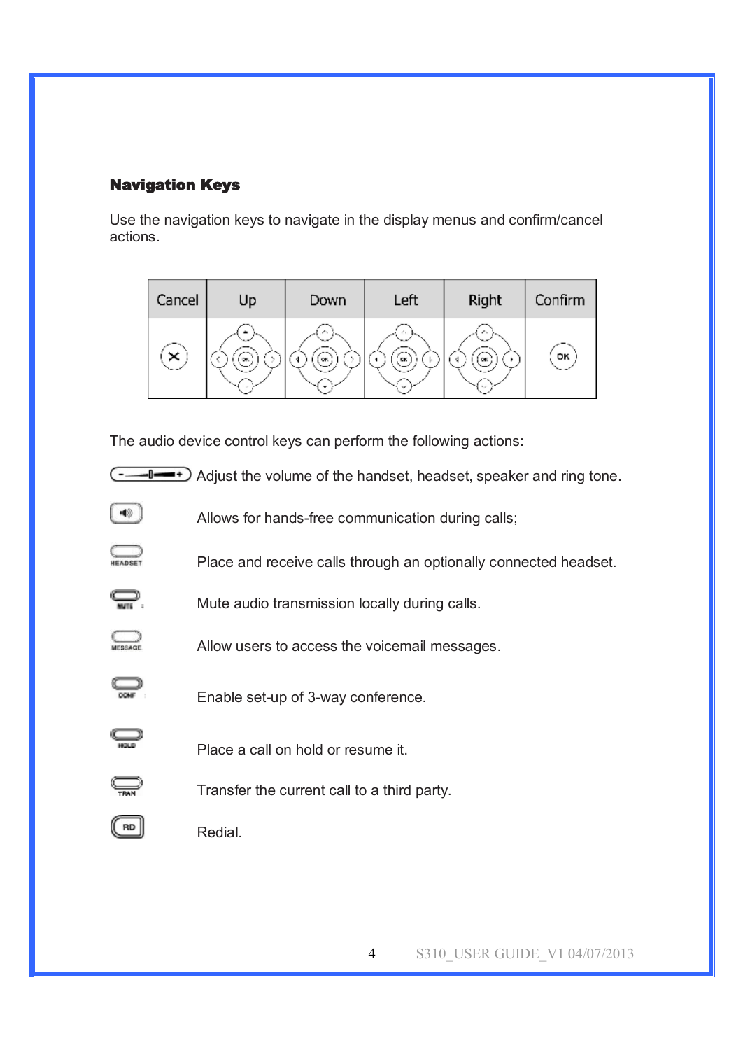### Navigation Keys

Use the navigation keys to navigate in the display menus and confirm/cancel actions.

| Cancel | Up | Down | Left | Right | Confirm |
|---|---|---|---|---|---|
| | | | | | |

The audio device control keys can perform the following actions:

Adjust the volume of the handset, headset, speaker and ring tone.

Allows for hands-free communication during calls;

HEADSET — Place and receive calls through an optionally connected headset.

MUTE — Mute audio transmission locally during calls.

MESSAGE — Allow users to access the voicemail messages.

CONF — Enable set-up of 3-way conference.

HOLD — Place a call on hold or resume it.

TRAN — Transfer the current call to a third party.

RD — Redial.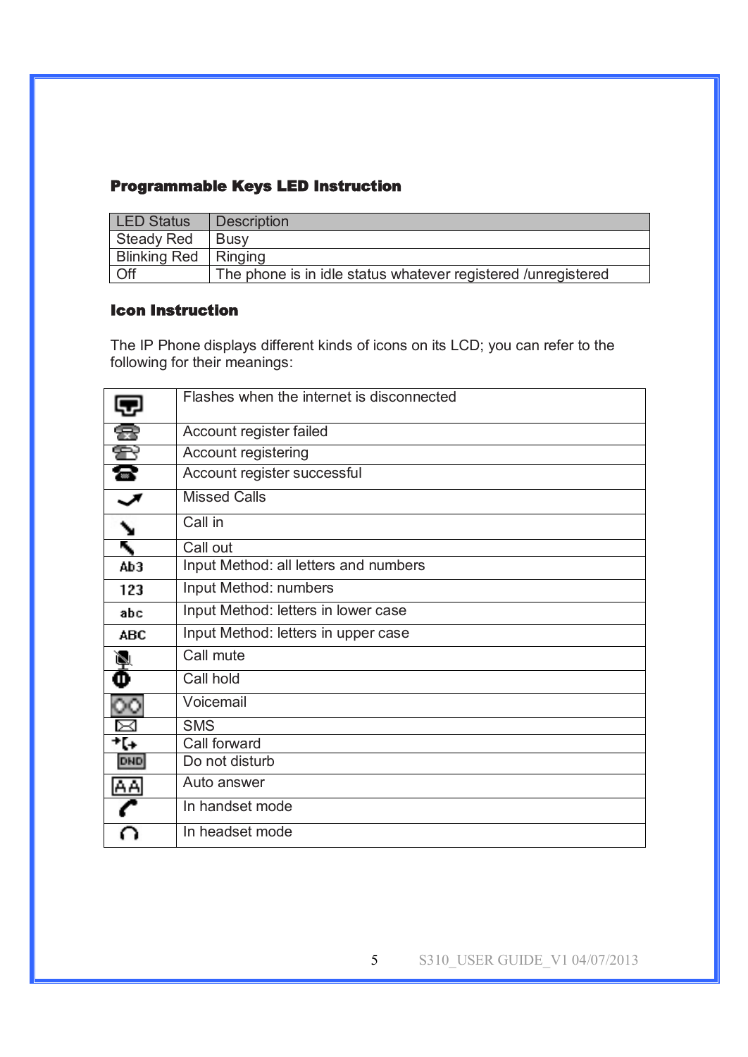### Programmable Keys LED Instruction

| LED Status | Description |
| --- | --- |
| Steady Red | Busy |
| Blinking Red | Ringing |
| Off | The phone is in idle status whatever registered /unregistered |

### Icon Instruction

The IP Phone displays different kinds of icons on its LCD; you can refer to the following for their meanings:

| Icon | Meaning |
| --- | --- |
| | Flashes when the internet is disconnected |
| | Account register failed |
| | Account registering |
| | Account register successful |
| | Missed Calls |
| | Call in |
| | Call out |
| Ab3 | Input Method: all letters and numbers |
| 123 | Input Method: numbers |
| abc | Input Method: letters in lower case |
| ABC | Input Method: letters in upper case |
| | Call mute |
| | Call hold |
| | Voicemail |
| | SMS |
| | Call forward |
| DND | Do not disturb |
| AA | Auto answer |
| | In handset mode |
| | In headset mode |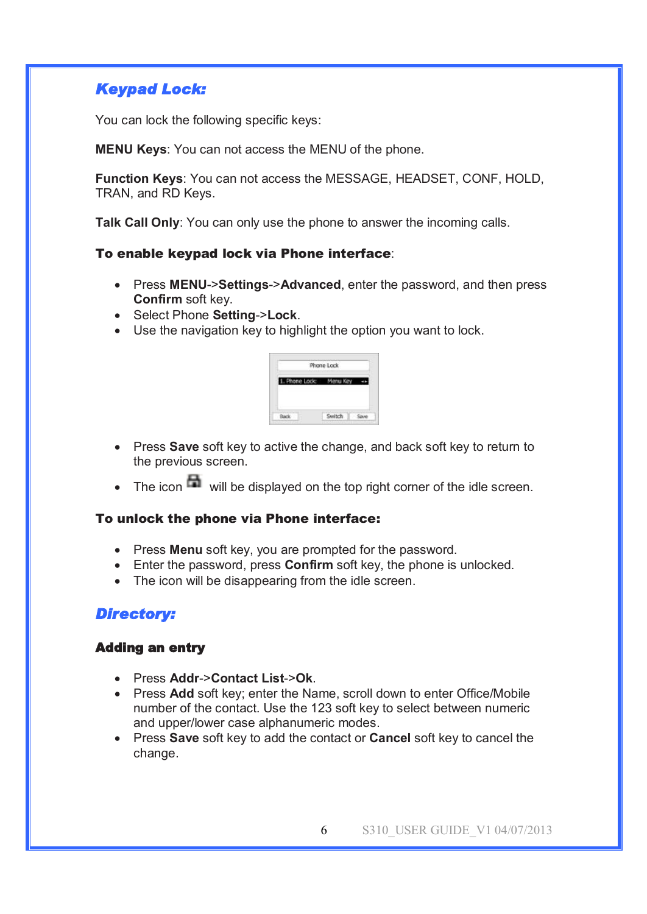## Keypad Lock:

You can lock the following specific keys:

**MENU Keys**: You can not access the MENU of the phone.

**Function Keys**: You can not access the MESSAGE, HEADSET, CONF, HOLD, TRAN, and RD Keys.

**Talk Call Only**: You can only use the phone to answer the incoming calls.

**To enable keypad lock via Phone interface**:

- Press **MENU**->**Settings**->**Advanced**, enter the password, and then press **Confirm** soft key.
- Select Phone **Setting**->**Lock**.
- Use the navigation key to highlight the option you want to lock.

- Press **Save** soft key to active the change, and back soft key to return to the previous screen.
- The icon will be displayed on the top right corner of the idle screen.

**To unlock the phone via Phone interface:**

- Press **Menu** soft key, you are prompted for the password.
- Enter the password, press **Confirm** soft key, the phone is unlocked.
- The icon will be disappearing from the idle screen.

## Directory:

**Adding an entry**

- Press **Addr**->**Contact List**->**Ok**.
- Press **Add** soft key; enter the Name, scroll down to enter Office/Mobile number of the contact. Use the 123 soft key to select between numeric and upper/lower case alphanumeric modes.
- Press **Save** soft key to add the contact or **Cancel** soft key to cancel the change.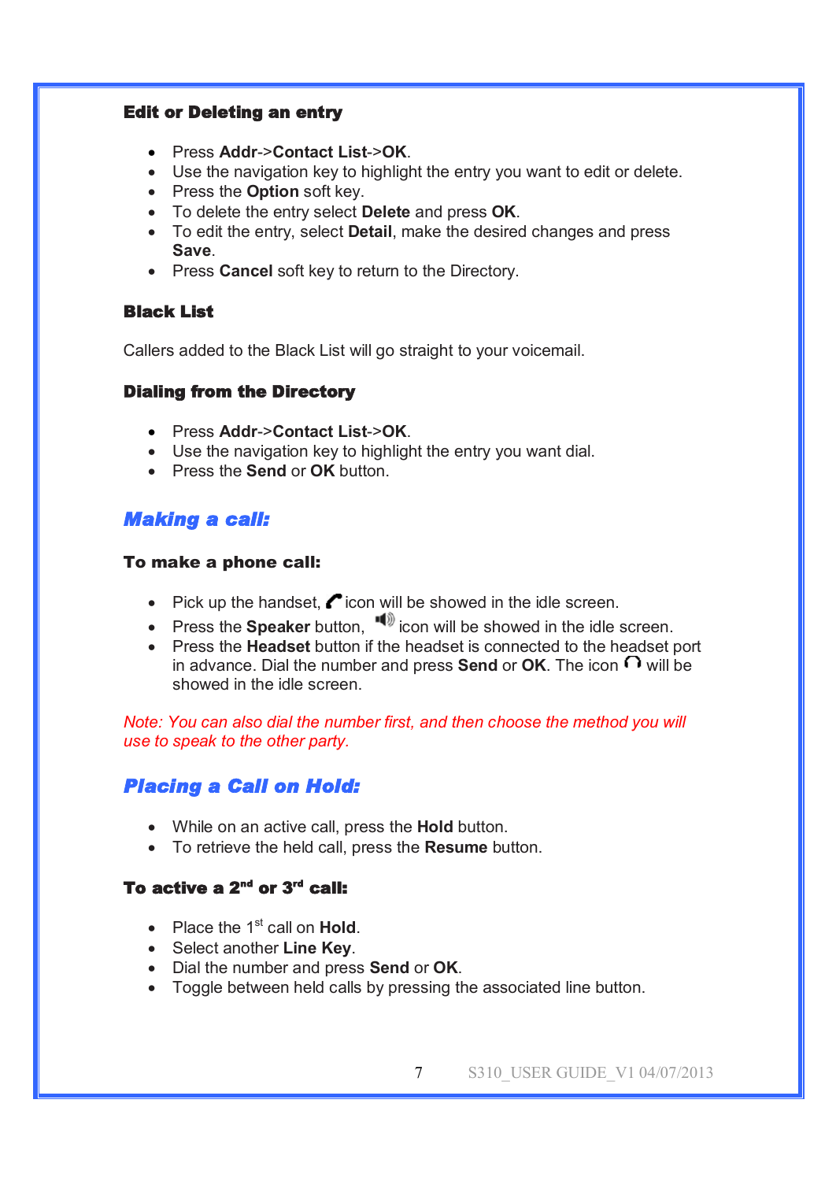### Edit or Deleting an entry

- Press **Addr**->**Contact List**->**OK**.
- Use the navigation key to highlight the entry you want to edit or delete.
- Press the **Option** soft key.
- To delete the entry select **Delete** and press **OK**.
- To edit the entry, select **Detail**, make the desired changes and press **Save**.
- Press **Cancel** soft key to return to the Directory.

### Black List

Callers added to the Black List will go straight to your voicemail.

### Dialing from the Directory

- Press **Addr**->**Contact List**->**OK**.
- Use the navigation key to highlight the entry you want dial.
- Press the **Send** or **OK** button.

## *Making a call:*

### To make a phone call:

- Pick up the handset, icon will be showed in the idle screen.
- Press the **Speaker** button, icon will be showed in the idle screen.
- Press the **Headset** button if the headset is connected to the headset port in advance. Dial the number and press **Send** or **OK**. The icon will be showed in the idle screen.

*Note: You can also dial the number first, and then choose the method you will use to speak to the other party.*

## *Placing a Call on Hold:*

- While on an active call, press the **Hold** button.
- To retrieve the held call, press the **Resume** button.

### To active a 2nd or 3rd call:

- Place the 1st call on **Hold**.
- Select another **Line Key**.
- Dial the number and press **Send** or **OK**.
- Toggle between held calls by pressing the associated line button.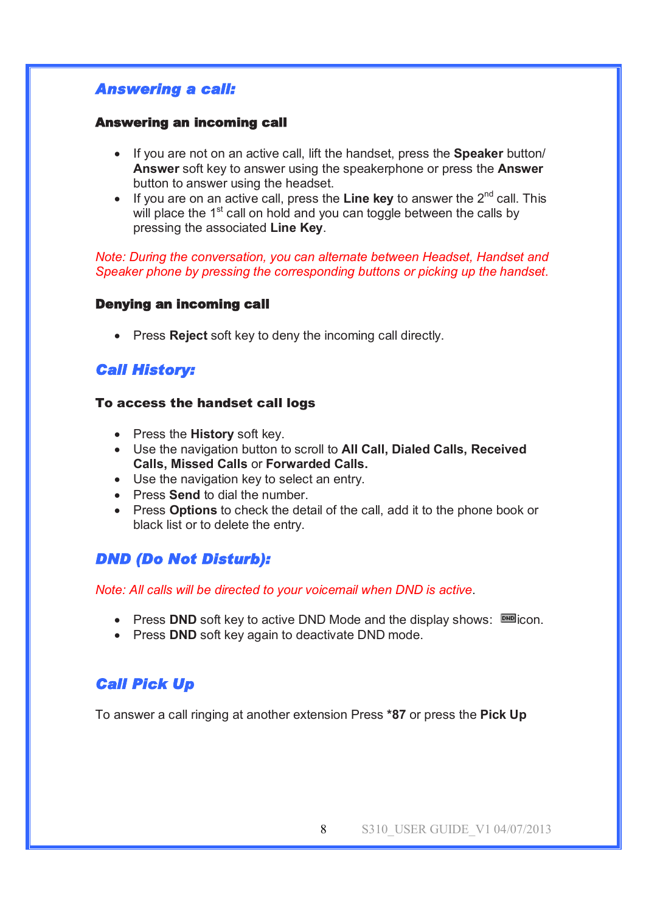## Answering a call:

### Answering an incoming call

- If you are not on an active call, lift the handset, press the **Speaker** button/ **Answer** soft key to answer using the speakerphone or press the **Answer** button to answer using the headset.
- If you are on an active call, press the **Line key** to answer the 2nd call. This will place the 1st call on hold and you can toggle between the calls by pressing the associated **Line Key**.

*Note: During the conversation, you can alternate between Headset, Handset and Speaker phone by pressing the corresponding buttons or picking up the handset.*

### Denying an incoming call

- Press **Reject** soft key to deny the incoming call directly.

## Call History:

### To access the handset call logs

- Press the **History** soft key.
- Use the navigation button to scroll to **All Call, Dialed Calls, Received Calls, Missed Calls** or **Forwarded Calls.**
- Use the navigation key to select an entry.
- Press **Send** to dial the number.
- Press **Options** to check the detail of the call, add it to the phone book or black list or to delete the entry.

## DND (Do Not Disturb):

*Note: All calls will be directed to your voicemail when DND is active*.

- Press **DND** soft key to active DND Mode and the display shows: DND icon.
- Press **DND** soft key again to deactivate DND mode.

## Call Pick Up

To answer a call ringing at another extension Press ***87** or press the **Pick Up**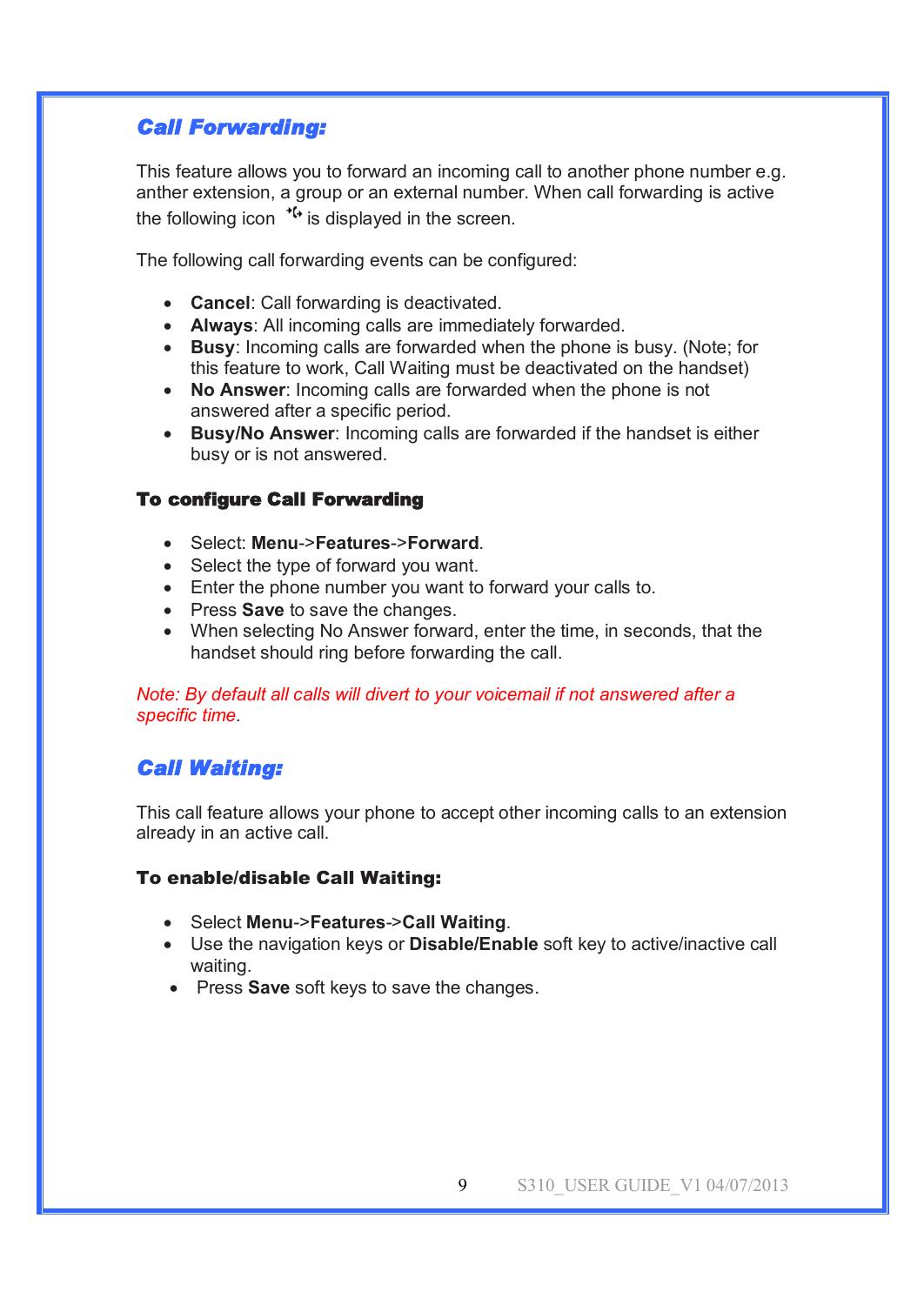## Call Forwarding:

This feature allows you to forward an incoming call to another phone number e.g. anther extension, a group or an external number. When call forwarding is active the following icon ⁺↪ is displayed in the screen.

The following call forwarding events can be configured:

- **Cancel**: Call forwarding is deactivated.
- **Always**: All incoming calls are immediately forwarded.
- **Busy**: Incoming calls are forwarded when the phone is busy. (Note; for this feature to work, Call Waiting must be deactivated on the handset)
- **No Answer**: Incoming calls are forwarded when the phone is not answered after a specific period.
- **Busy/No Answer**: Incoming calls are forwarded if the handset is either busy or is not answered.

### To configure Call Forwarding

- Select: **Menu**->**Features**->**Forward**.
- Select the type of forward you want.
- Enter the phone number you want to forward your calls to.
- Press **Save** to save the changes.
- When selecting No Answer forward, enter the time, in seconds, that the handset should ring before forwarding the call.

*Note: By default all calls will divert to your voicemail if not answered after a specific time.*

## Call Waiting:

This call feature allows your phone to accept other incoming calls to an extension already in an active call.

### To enable/disable Call Waiting:

- Select **Menu**->**Features**->**Call Waiting**.
- Use the navigation keys or **Disable/Enable** soft key to active/inactive call waiting.
- Press **Save** soft keys to save the changes.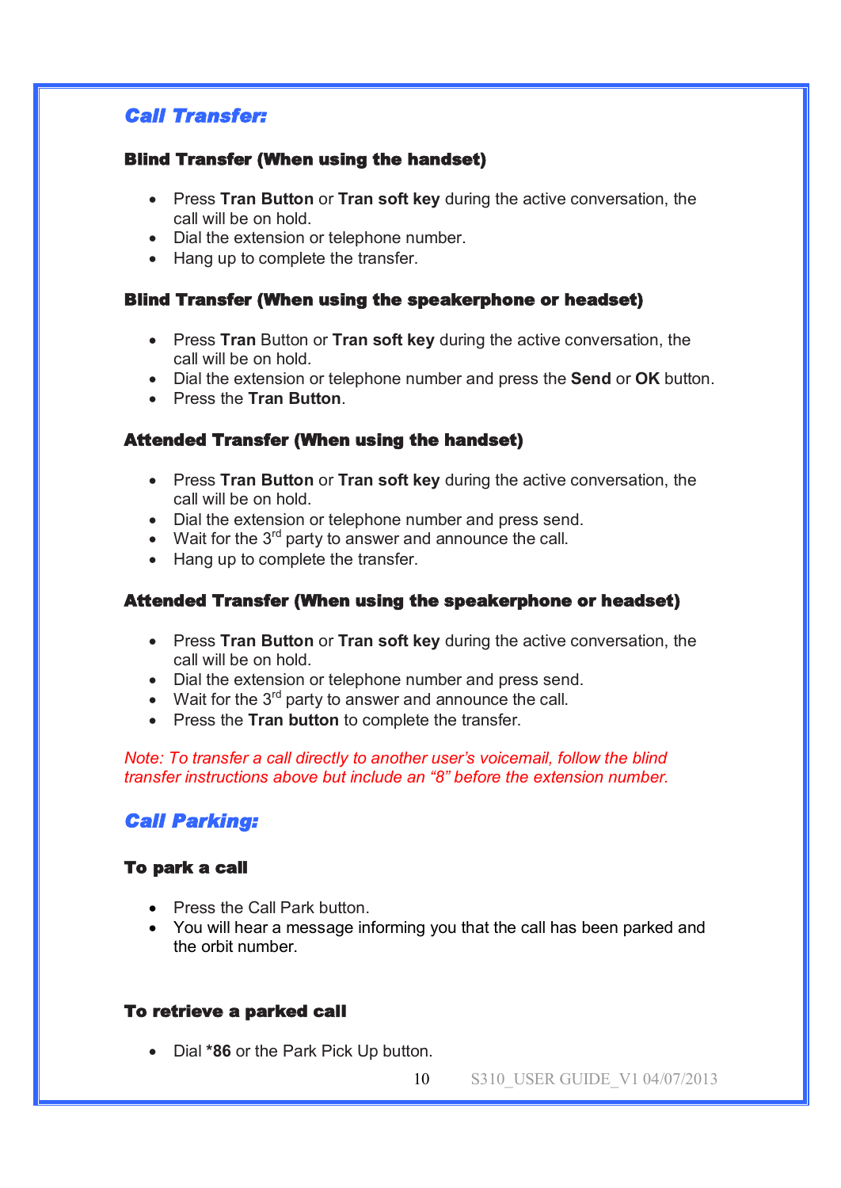## *Call Transfer:*

### Blind Transfer (When using the handset)

- Press **Tran Button** or **Tran soft key** during the active conversation, the call will be on hold.
- Dial the extension or telephone number.
- Hang up to complete the transfer.

### Blind Transfer (When using the speakerphone or headset)

- Press **Tran** Button or **Tran soft key** during the active conversation, the call will be on hold.
- Dial the extension or telephone number and press the **Send** or **OK** button.
- Press the **Tran Button**.

### Attended Transfer (When using the handset)

- Press **Tran Button** or **Tran soft key** during the active conversation, the call will be on hold.
- Dial the extension or telephone number and press send.
- Wait for the 3rd party to answer and announce the call.
- Hang up to complete the transfer.

### Attended Transfer (When using the speakerphone or headset)

- Press **Tran Button** or **Tran soft key** during the active conversation, the call will be on hold.
- Dial the extension or telephone number and press send.
- Wait for the 3rd party to answer and announce the call.
- Press the **Tran button** to complete the transfer.

*Note: To transfer a call directly to another user's voicemail, follow the blind transfer instructions above but include an "8" before the extension number.*

## *Call Parking:*

### To park a call

- Press the Call Park button.
- You will hear a message informing you that the call has been parked and the orbit number.

### To retrieve a parked call

- Dial **\*86** or the Park Pick Up button.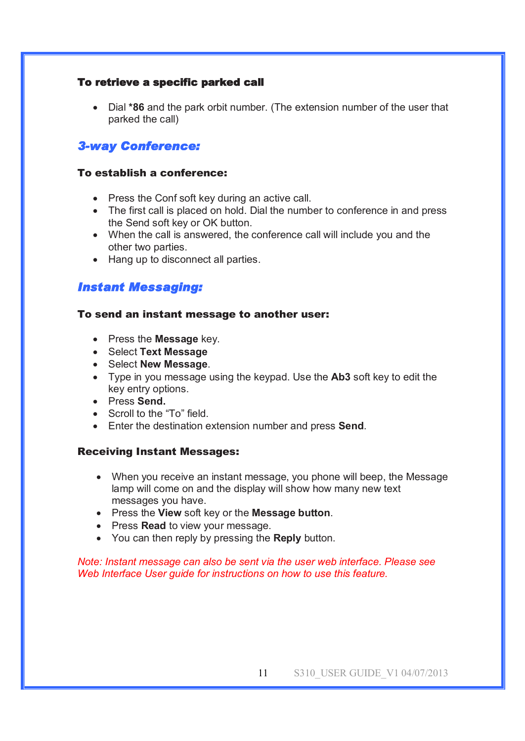### To retrieve a specific parked call

- Dial **\*86** and the park orbit number. (The extension number of the user that parked the call)

## *3-way Conference:*

### To establish a conference:

- Press the Conf soft key during an active call.
- The first call is placed on hold. Dial the number to conference in and press the Send soft key or OK button.
- When the call is answered, the conference call will include you and the other two parties.
- Hang up to disconnect all parties.

## *Instant Messaging:*

### To send an instant message to another user:

- Press the **Message** key.
- Select **Text Message**
- Select **New Message**.
- Type in you message using the keypad. Use the **Ab3** soft key to edit the key entry options.
- Press **Send.**
- Scroll to the "To" field.
- Enter the destination extension number and press **Send**.

### Receiving Instant Messages:

- When you receive an instant message, you phone will beep, the Message lamp will come on and the display will show how many new text messages you have.
- Press the **View** soft key or the **Message button**.
- Press **Read** to view your message.
- You can then reply by pressing the **Reply** button.

*Note: Instant message can also be sent via the user web interface. Please see Web Interface User guide for instructions on how to use this feature.*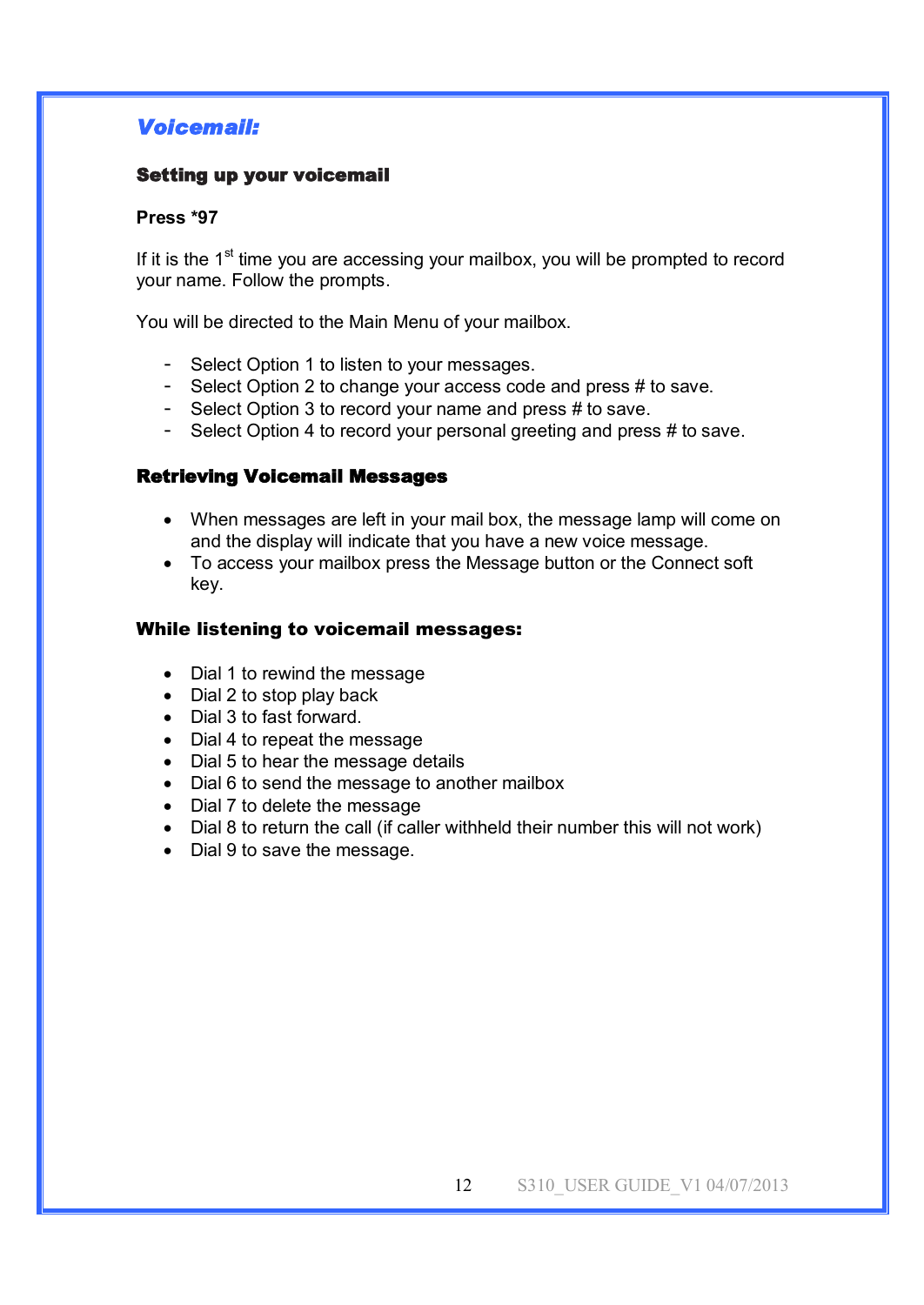## *Voicemail:*

### Setting up your voicemail

**Press *97**

If it is the 1st time you are accessing your mailbox, you will be prompted to record your name. Follow the prompts.

You will be directed to the Main Menu of your mailbox.

- Select Option 1 to listen to your messages.
- Select Option 2 to change your access code and press # to save.
- Select Option 3 to record your name and press # to save.
- Select Option 4 to record your personal greeting and press # to save.

### Retrieving Voicemail Messages

- When messages are left in your mail box, the message lamp will come on and the display will indicate that you have a new voice message.
- To access your mailbox press the Message button or the Connect soft key.

### While listening to voicemail messages:

- Dial 1 to rewind the message
- Dial 2 to stop play back
- Dial 3 to fast forward.
- Dial 4 to repeat the message
- Dial 5 to hear the message details
- Dial 6 to send the message to another mailbox
- Dial 7 to delete the message
- Dial 8 to return the call (if caller withheld their number this will not work)
- Dial 9 to save the message.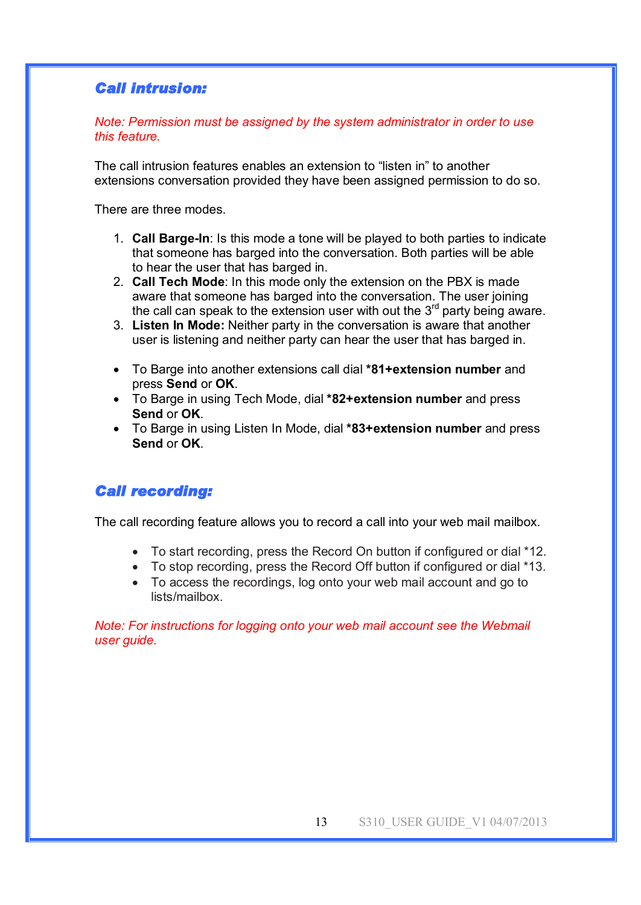## Call intrusion:

*Note: Permission must be assigned by the system administrator in order to use this feature.*

The call intrusion features enables an extension to “listen in” to another extensions conversation provided they have been assigned permission to do so.

There are three modes.

1. **Call Barge-In**: Is this mode a tone will be played to both parties to indicate that someone has barged into the conversation. Both parties will be able to hear the user that has barged in.
2. **Call Tech Mode**: In this mode only the extension on the PBX is made aware that someone has barged into the conversation. The user joining the call can speak to the extension user with out the 3rd party being aware.
3. **Listen In Mode:** Neither party in the conversation is aware that another user is listening and neither party can hear the user that has barged in.

- To Barge into another extensions call dial ***81+extension number** and press **Send** or **OK**.
- To Barge in using Tech Mode, dial ***82+extension number** and press **Send** or **OK**.
- To Barge in using Listen In Mode, dial ***83+extension number** and press **Send** or **OK**.

## Call recording:

The call recording feature allows you to record a call into your web mail mailbox.

- To start recording, press the Record On button if configured or dial *12.
- To stop recording, press the Record Off button if configured or dial *13.
- To access the recordings, log onto your web mail account and go to lists/mailbox.

*Note: For instructions for logging onto your web mail account see the Webmail user guide.*